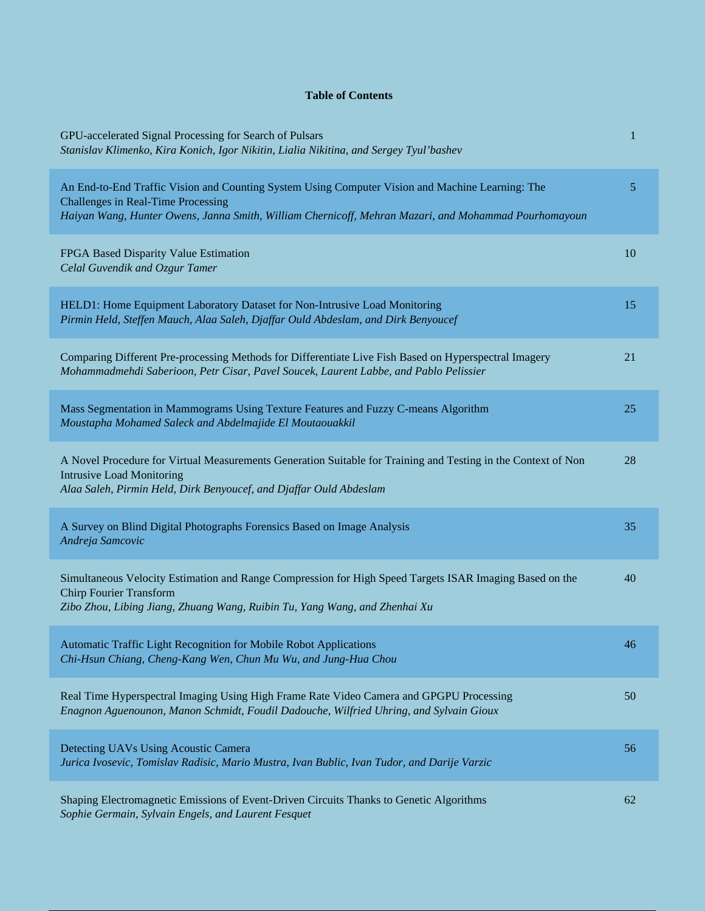# Table of Contents

| Title / Authors | Page |
|---|---|
| GPU-accelerated Signal Processing for Search of Pulsars<br>*Stanislav Klimenko, Kira Konich, Igor Nikitin, Lialia Nikitina, and Sergey Tyul'bashev* | 1 |
| An End-to-End Traffic Vision and Counting System Using Computer Vision and Machine Learning: The Challenges in Real-Time Processing<br>*Haiyan Wang, Hunter Owens, Janna Smith, William Chernicoff, Mehran Mazari, and Mohammad Pourhomayoun* | 5 |
| FPGA Based Disparity Value Estimation<br>*Celal Guvendik and Ozgur Tamer* | 10 |
| HELD1: Home Equipment Laboratory Dataset for Non-Intrusive Load Monitoring<br>*Pirmin Held, Steffen Mauch, Alaa Saleh, Djaffar Ould Abdeslam, and Dirk Benyoucef* | 15 |
| Comparing Different Pre-processing Methods for Differentiate Live Fish Based on Hyperspectral Imagery<br>*Mohammadmehdi Saberioon, Petr Cisar, Pavel Soucek, Laurent Labbe, and Pablo Pelissier* | 21 |
| Mass Segmentation in Mammograms Using Texture Features and Fuzzy C-means Algorithm<br>*Moustapha Mohamed Saleck and Abdelmajide El Moutaouakkil* | 25 |
| A Novel Procedure for Virtual Measurements Generation Suitable for Training and Testing in the Context of Non Intrusive Load Monitoring<br>*Alaa Saleh, Pirmin Held, Dirk Benyoucef, and Djaffar Ould Abdeslam* | 28 |
| A Survey on Blind Digital Photographs Forensics Based on Image Analysis<br>*Andreja Samcovic* | 35 |
| Simultaneous Velocity Estimation and Range Compression for High Speed Targets ISAR Imaging Based on the Chirp Fourier Transform<br>*Zibo Zhou, Libing Jiang, Zhuang Wang, Ruibin Tu, Yang Wang, and Zhenhai Xu* | 40 |
| Automatic Traffic Light Recognition for Mobile Robot Applications<br>*Chi-Hsun Chiang, Cheng-Kang Wen, Chun Mu Wu, and Jung-Hua Chou* | 46 |
| Real Time Hyperspectral Imaging Using High Frame Rate Video Camera and GPGPU Processing<br>*Enagnon Aguenounon, Manon Schmidt, Foudil Dadouche, Wilfried Uhring, and Sylvain Gioux* | 50 |
| Detecting UAVs Using Acoustic Camera<br>*Jurica Ivosevic, Tomislav Radisic, Mario Mustra, Ivan Bublic, Ivan Tudor, and Darije Varzic* | 56 |
| Shaping Electromagnetic Emissions of Event-Driven Circuits Thanks to Genetic Algorithms<br>*Sophie Germain, Sylvain Engels, and Laurent Fesquet* | 62 |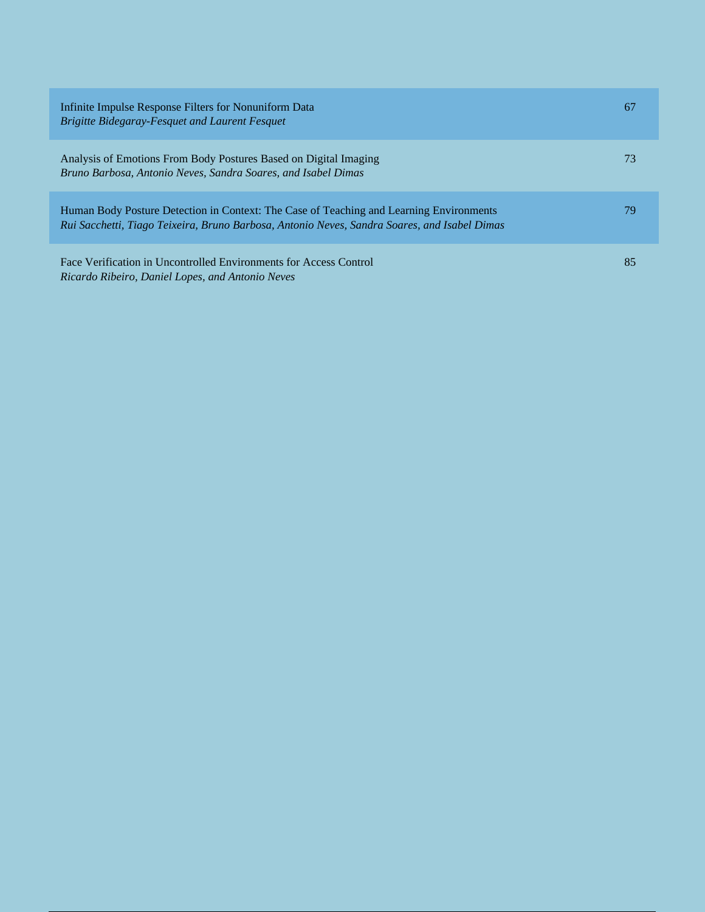| | |
|---|---|
| Infinite Impulse Response Filters for Nonuniform Data<br>*Brigitte Bidegaray-Fesquet and Laurent Fesquet* | 67 |
| Analysis of Emotions From Body Postures Based on Digital Imaging<br>*Bruno Barbosa, Antonio Neves, Sandra Soares, and Isabel Dimas* | 73 |
| Human Body Posture Detection in Context: The Case of Teaching and Learning Environments<br>*Rui Sacchetti, Tiago Teixeira, Bruno Barbosa, Antonio Neves, Sandra Soares, and Isabel Dimas* | 79 |
| Face Verification in Uncontrolled Environments for Access Control<br>*Ricardo Ribeiro, Daniel Lopes, and Antonio Neves* | 85 |